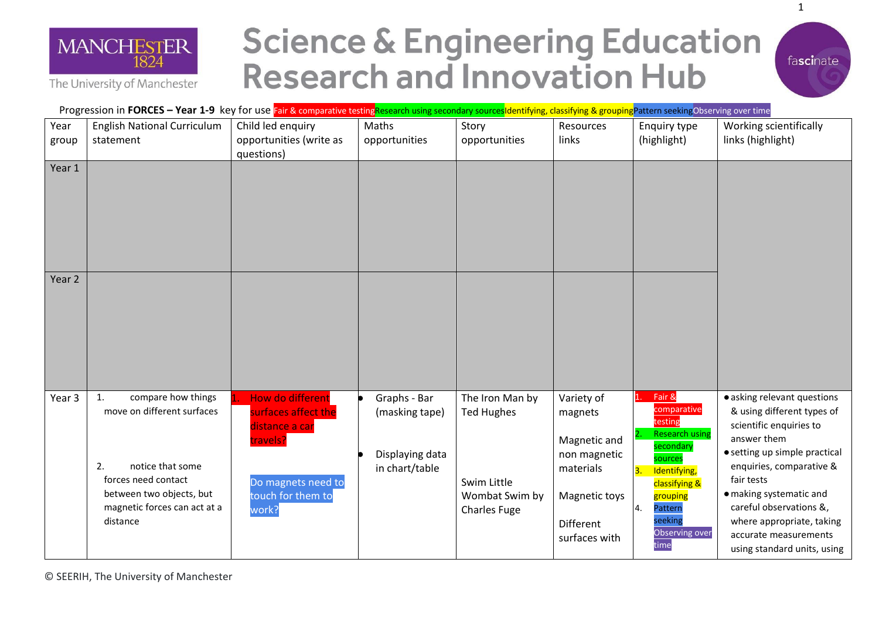# Science & Engineering Education Research and Innovation Hub

MANCHESTER 1824 The University of Manchester

fascinate

Progression in **FORCES – Year 1-9** key for use Fair & comparative testing Research using secondary sources Identifying, classifying & grouping Pattern seeking Observing over time

| Year group | English National Curriculum statement | Child led enquiry opportunities (write as questions) | Maths opportunities | Story opportunities | Resources links | Enquiry type (highlight) | Working scientifically links (highlight) |
|---|---|---|---|---|---|---|---|
| Year 1 | | | | | | | |
| Year 2 | | | | | | | |
| Year 3 | 1. compare how things move on different surfaces<br><br>2. notice that some forces need contact between two objects, but magnetic forces can act at a distance | 1. How do different surfaces affect the distance a car travels?<br><br>Do magnets need to touch for them to work? | • Graphs - Bar (masking tape)<br><br>• Displaying data in chart/table | The Iron Man by Ted Hughes<br><br>Swim Little Wombat Swim by Charles Fuge | Variety of magnets<br><br>Magnetic and non magnetic materials<br><br>Magnetic toys<br><br>Different surfaces with | 1. Fair & comparative testing<br>2. Research using secondary sources<br>3. Identifying, classifying & grouping<br>4. Pattern seeking<br>Observing over time | • asking relevant questions & using different types of scientific enquiries to answer them<br>• setting up simple practical enquiries, comparative & fair tests<br>• making systematic and careful observations &, where appropriate, taking accurate measurements using standard units, using |

© SEERIH, The University of Manchester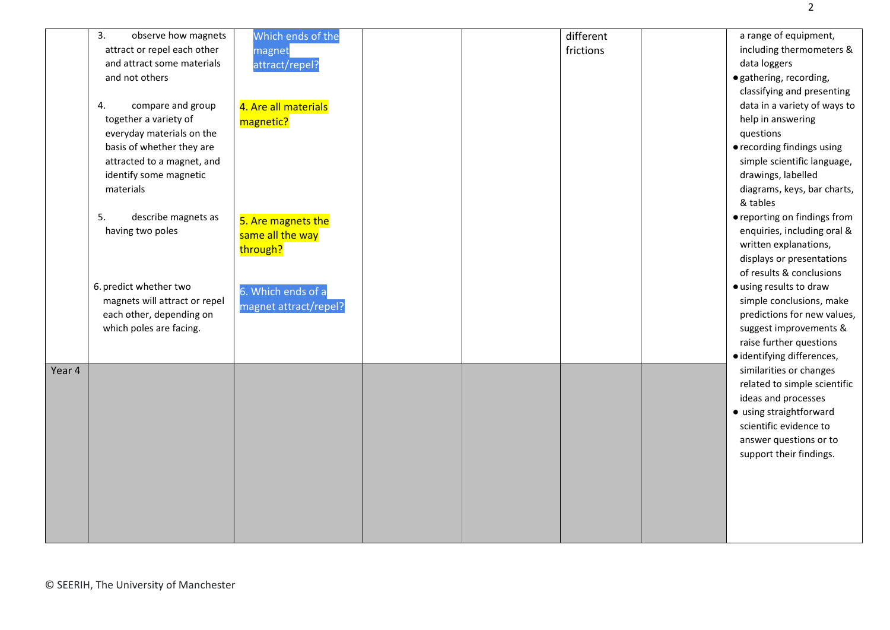| | | | | | | | |
|---|---|---|---|---|---|---|---|
| | 3. observe how magnets attract or repel each other and attract some materials and not others<br><br>4. compare and group together a variety of everyday materials on the basis of whether they are attracted to a magnet, and identify some magnetic materials<br><br>5. describe magnets as having two poles<br><br>6. predict whether two magnets will attract or repel each other, depending on which poles are facing. | Which ends of the magnet attract/repel?<br><br>4. Are all materials magnetic?<br><br>5. Are magnets the same all the way through?<br><br>6. Which ends of a magnet attract/repel? | | | different frictions | | a range of equipment, including thermometers & data loggers<br>• gathering, recording, classifying and presenting data in a variety of ways to help in answering questions<br>• recording findings using simple scientific language, drawings, labelled diagrams, keys, bar charts, & tables<br>• reporting on findings from enquiries, including oral & written explanations, displays or presentations of results & conclusions<br>• using results to draw simple conclusions, make predictions for new values, suggest improvements & raise further questions<br>• identifying differences, similarities or changes related to simple scientific ideas and processes<br>• using straightforward scientific evidence to answer questions or to support their findings. |
| Year 4 | | | | | | | |

© SEERIH, The University of Manchester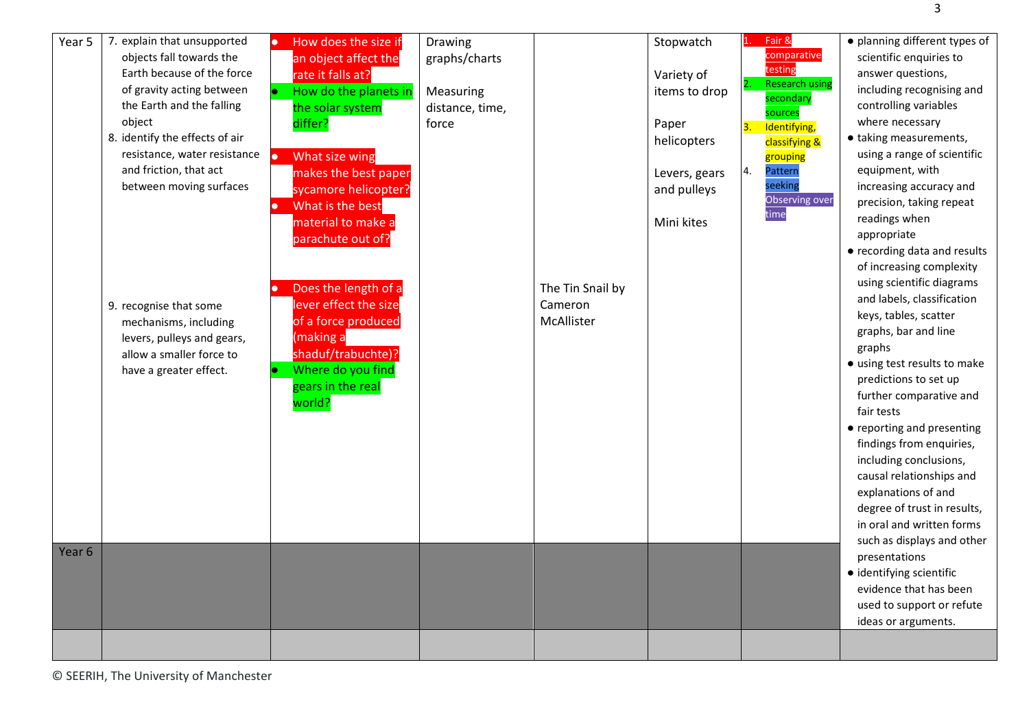| Year 5 | 7. explain that unsupported objects fall towards the Earth because of the force of gravity acting between the Earth and the falling object<br>8. identify the effects of air resistance, water resistance and friction, that act between moving surfaces<br><br>9. recognise that some mechanisms, including levers, pulleys and gears, allow a smaller force to have a greater effect. | • How does the size if an object affect the rate it falls at?<br>• How do the planets in the solar system differ?<br><br>• What size wing makes the best paper sycamore helicopter?<br>• What is the best material to make a parachute out of?<br><br>• Does the length of a lever effect the size of a force produced (making a shaduf/trabuchte)?<br>• Where do you find gears in the real world? | Drawing graphs/charts<br><br>Measuring distance, time, force | The Tin Snail by Cameron McAllister | Stopwatch<br><br>Variety of items to drop<br><br>Paper helicopters<br><br>Levers, gears and pulleys<br><br>Mini kites | 1. Fair & comparative testing<br>2. Research using secondary sources<br>3. Identifying, classifying & grouping<br>4. Pattern seeking<br>Observing over time | • planning different types of scientific enquiries to answer questions, including recognising and controlling variables where necessary<br>• taking measurements, using a range of scientific equipment, with increasing accuracy and precision, taking repeat readings when appropriate<br>• recording data and results of increasing complexity using scientific diagrams and labels, classification keys, tables, scatter graphs, bar and line graphs<br>• using test results to make predictions to set up further comparative and fair tests<br>• reporting and presenting findings from enquiries, including conclusions, causal relationships and explanations of and degree of trust in results, in oral and written forms such as displays and other presentations<br>• identifying scientific evidence that has been used to support or refute ideas or arguments. |
|---|---|---|---|---|---|---|---|
| Year 6 | | | | | | | |
| | | | | | | | |

© SEERIH, The University of Manchester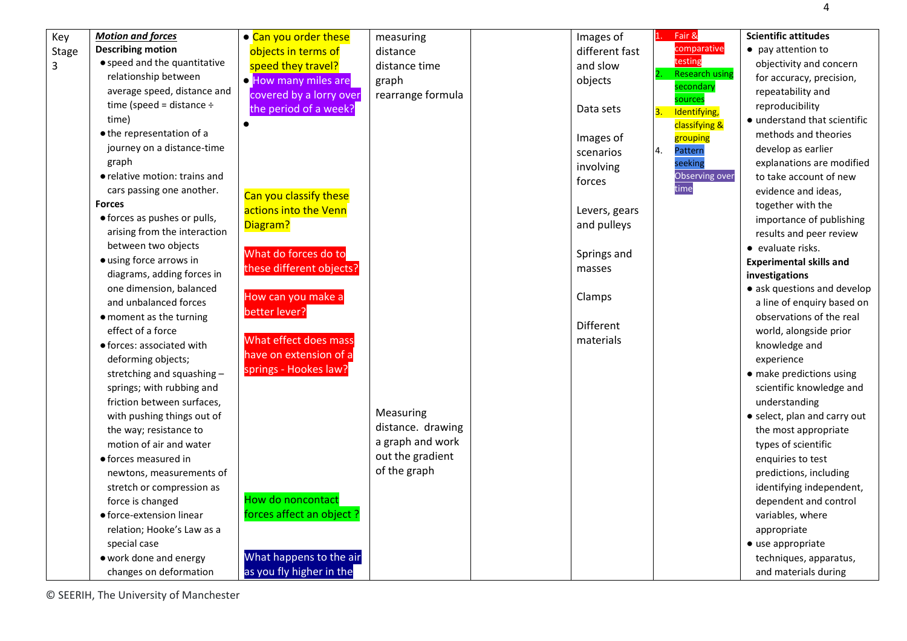| Key Stage 3 | ***Motion and forces***<br>**Describing motion**<br>● speed and the quantitative relationship between average speed, distance and time (speed = distance ÷ time)<br>● the representation of a journey on a distance-time graph<br>● relative motion: trains and cars passing one another.<br>**Forces**<br>● forces as pushes or pulls, arising from the interaction between two objects<br>● using force arrows in diagrams, adding forces in one dimension, balanced and unbalanced forces<br>● moment as the turning effect of a force<br>● forces: associated with deforming objects; stretching and squashing – springs; with rubbing and friction between surfaces, with pushing things out of the way; resistance to motion of air and water<br>● forces measured in newtons, measurements of stretch or compression as force is changed<br>● force-extension linear relation; Hooke's Law as a special case<br>● work done and energy changes on deformation | ● Can you order these objects in terms of speed they travel?<br>● How many miles are covered by a lorry over the period of a week?<br>●<br><br>Can you classify these actions into the Venn Diagram?<br><br>What do forces do to these different objects?<br><br>How can you make a better lever?<br><br>What effect does mass have on extension of a springs - Hookes law?<br><br>How do noncontact forces affect an object ?<br><br>What happens to the air as you fly higher in the | measuring distance<br>distance time graph<br>rearrange formula<br><br>Measuring distance. drawing a graph and work out the gradient of the graph | | Images of different fast and slow objects<br><br>Data sets<br><br>Images of scenarios involving forces<br><br>Levers, gears and pulleys<br><br>Springs and masses<br><br>Clamps<br><br>Different materials | 1. Fair & comparative testing<br>2. Research using secondary sources<br>3. Identifying, classifying & grouping<br>4. Pattern seeking<br>Observing over time | **Scientific attitudes**<br>● pay attention to objectivity and concern for accuracy, precision, repeatability and reproducibility<br>● understand that scientific methods and theories develop as earlier explanations are modified to take account of new evidence and ideas, together with the importance of publishing results and peer review<br>● evaluate risks.<br>**Experimental skills and investigations**<br>● ask questions and develop a line of enquiry based on observations of the real world, alongside prior knowledge and experience<br>● make predictions using scientific knowledge and understanding<br>● select, plan and carry out the most appropriate types of scientific enquiries to test predictions, including identifying independent, dependent and control variables, where appropriate<br>● use appropriate techniques, apparatus, and materials during |

© SEERIH, The University of Manchester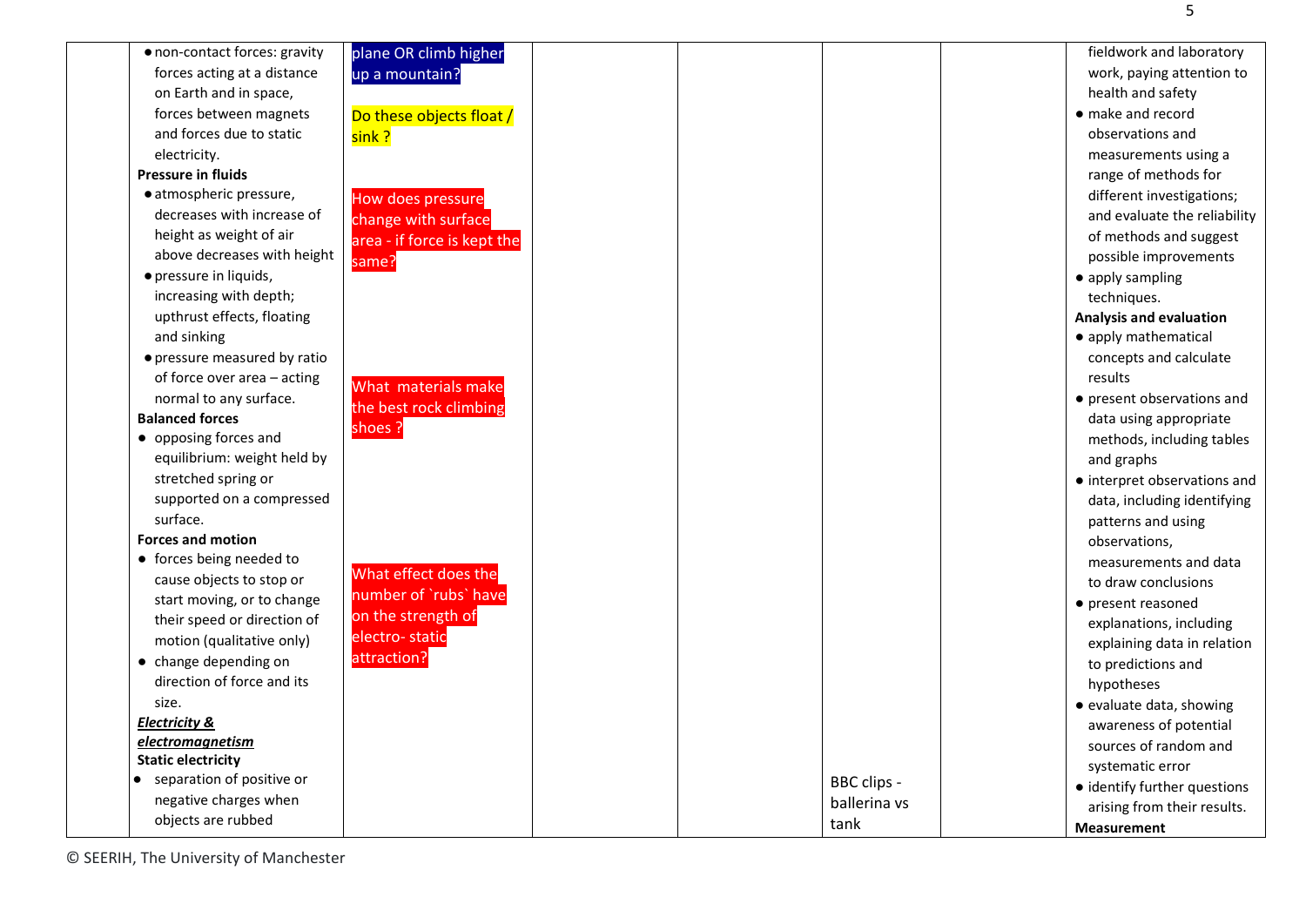| | | | | | | | |
|---|---|---|---|---|---|---|---|
| | • non-contact forces: gravity forces acting at a distance on Earth and in space, forces between magnets and forces due to static electricity.<br>**Pressure in fluids**<br>• atmospheric pressure, decreases with increase of height as weight of air above decreases with height<br>• pressure in liquids, increasing with depth; upthrust effects, floating and sinking<br>• pressure measured by ratio of force over area – acting normal to any surface.<br>**Balanced forces**<br>• opposing forces and equilibrium: weight held by stretched spring or supported on a compressed surface.<br>**Forces and motion**<br>• forces being needed to cause objects to stop or start moving, or to change their speed or direction of motion (qualitative only)<br>• change depending on direction of force and its size.<br>***Electricity & electromagnetism***<br>**Static electricity**<br>• separation of positive or negative charges when objects are rubbed | plane OR climb higher up a mountain?<br><br>Do these objects float / sink ?<br><br>How does pressure change with surface area - if force is kept the same?<br><br>What materials make the best rock climbing shoes ?<br><br>What effect does the number of `rubs` have on the strength of electro- static attraction? | | | BBC clips - ballerina vs tank | | fieldwork and laboratory work, paying attention to health and safety<br>• make and record observations and measurements using a range of methods for different investigations; and evaluate the reliability of methods and suggest possible improvements<br>• apply sampling techniques.<br>**Analysis and evaluation**<br>• apply mathematical concepts and calculate results<br>• present observations and data using appropriate methods, including tables and graphs<br>• interpret observations and data, including identifying patterns and using observations, measurements and data to draw conclusions<br>• present reasoned explanations, including explaining data in relation to predictions and hypotheses<br>• evaluate data, showing awareness of potential sources of random and systematic error<br>• identify further questions arising from their results.<br>**Measurement** |

© SEERIH, The University of Manchester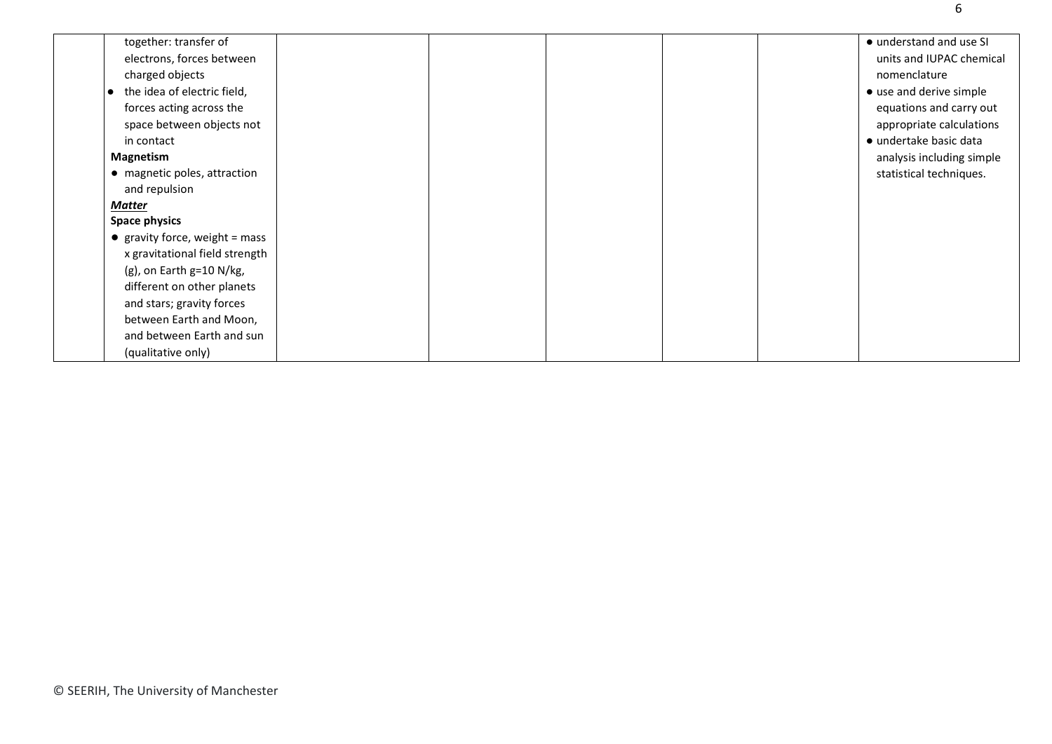| | | | | | | | |
|---|---|---|---|---|---|---|---|
| | together: transfer of electrons, forces between charged objects<br>● the idea of electric field, forces acting across the space between objects not in contact<br>**Magnetism**<br>● magnetic poles, attraction and repulsion<br>***Matter***<br>**Space physics**<br>● gravity force, weight = mass x gravitational field strength (g), on Earth g=10 N/kg, different on other planets and stars; gravity forces between Earth and Moon, and between Earth and sun (qualitative only) | | | | | | ● understand and use SI units and IUPAC chemical nomenclature<br>● use and derive simple equations and carry out appropriate calculations<br>● undertake basic data analysis including simple statistical techniques. |

© SEERIH, The University of Manchester